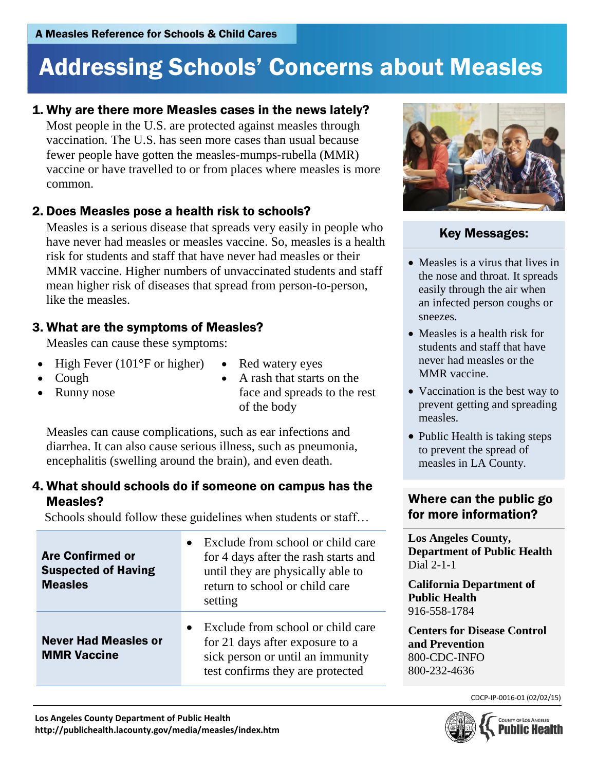A Measles Reference for Schools & Child Cares

# Addressing Schools' Concerns about Measles

## 1. Why are there more Measles cases in the news lately?

Most people in the U.S. are protected against measles through vaccination. The U.S. has seen more cases than usual because fewer people have gotten the measles-mumps-rubella (MMR) vaccine or have travelled to or from places where measles is more common.

## 2. Does Measles pose a health risk to schools?

Measles is a serious disease that spreads very easily in people who have never had measles or measles vaccine. So, measles is a health risk for students and staff that have never had measles or their MMR vaccine. Higher numbers of unvaccinated students and staff mean higher risk of diseases that spread from person-to-person, like the measles.

## 3. What are the symptoms of Measles?

Measles can cause these symptoms:

- High Fever (101°F or higher)
- Cough
- Runny nose
- Red watery eyes
- A rash that starts on the face and spreads to the rest of the body

Measles can cause complications, such as ear infections and diarrhea. It can also cause serious illness, such as pneumonia, encephalitis (swelling around the brain), and even death.

## 4. What should schools do if someone on campus has the Measles?

Schools should follow these guidelines when students or staff…

| | |
|---|---|
| **Are Confirmed or Suspected of Having Measles** | • Exclude from school or child care for 4 days after the rash starts and until they are physically able to return to school or child care setting |
| **Never Had Measles or MMR Vaccine** | • Exclude from school or child care for 21 days after exposure to a sick person or until an immunity test confirms they are protected |

### Key Messages:

- Measles is a virus that lives in the nose and throat. It spreads easily through the air when an infected person coughs or sneezes.
- Measles is a health risk for students and staff that have never had measles or the MMR vaccine.
- Vaccination is the best way to prevent getting and spreading measles.
- Public Health is taking steps to prevent the spread of measles in LA County.

### Where can the public go for more information?

**Los Angeles County, Department of Public Health**
Dial 2-1-1

**California Department of Public Health**
916-558-1784

**Centers for Disease Control and Prevention**
800-CDC-INFO
800-232-4636

CDCP-IP-0016-01 (02/02/15)

**Los Angeles County Department of Public Health**
**http://publichealth.lacounty.gov/media/measles/index.htm**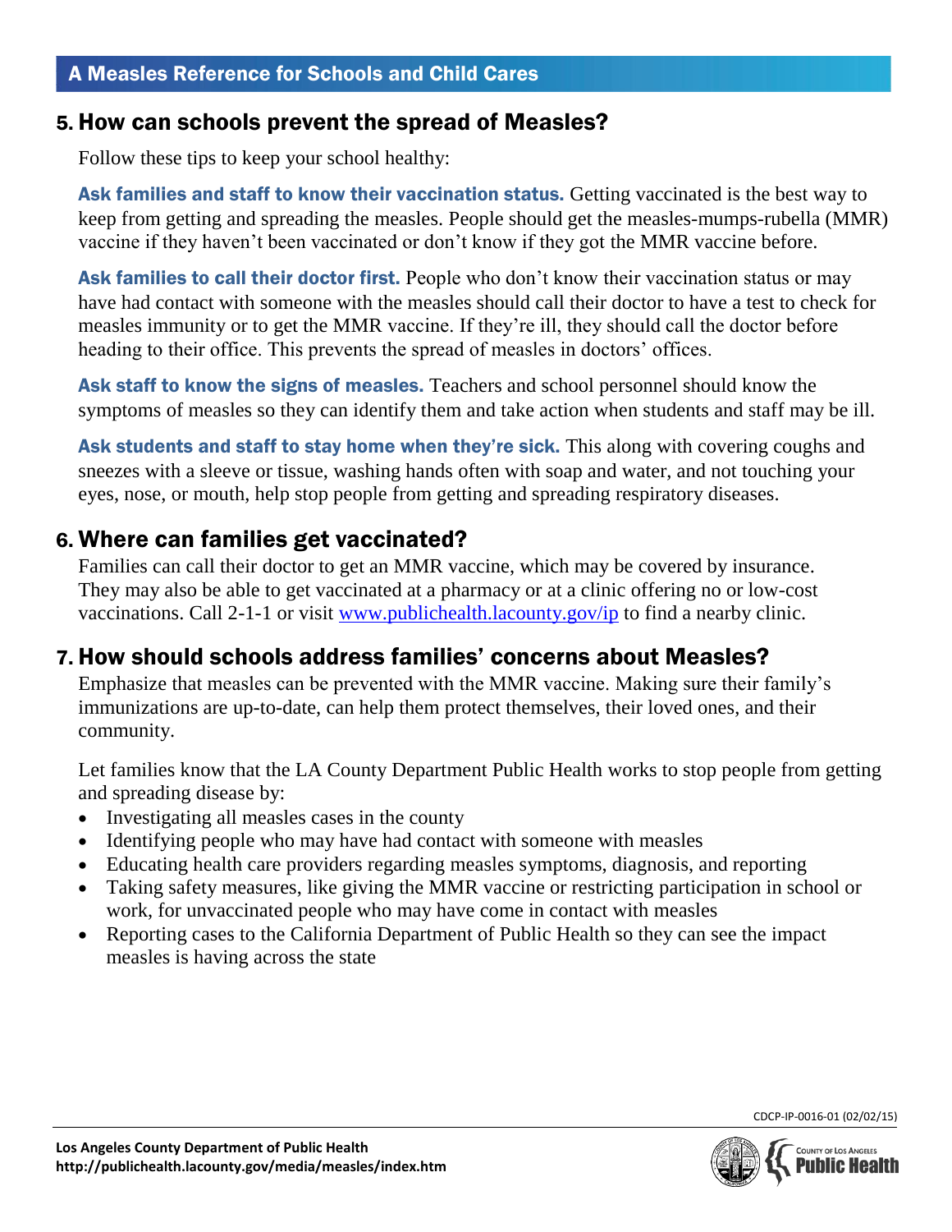## 5. How can schools prevent the spread of Measles?

Follow these tips to keep your school healthy:

**Ask families and staff to know their vaccination status.** Getting vaccinated is the best way to keep from getting and spreading the measles. People should get the measles-mumps-rubella (MMR) vaccine if they haven't been vaccinated or don't know if they got the MMR vaccine before.

**Ask families to call their doctor first.** People who don't know their vaccination status or may have had contact with someone with the measles should call their doctor to have a test to check for measles immunity or to get the MMR vaccine. If they're ill, they should call the doctor before heading to their office. This prevents the spread of measles in doctors' offices.

**Ask staff to know the signs of measles.** Teachers and school personnel should know the symptoms of measles so they can identify them and take action when students and staff may be ill.

**Ask students and staff to stay home when they're sick.** This along with covering coughs and sneezes with a sleeve or tissue, washing hands often with soap and water, and not touching your eyes, nose, or mouth, help stop people from getting and spreading respiratory diseases.

## 6. Where can families get vaccinated?

Families can call their doctor to get an MMR vaccine, which may be covered by insurance. They may also be able to get vaccinated at a pharmacy or at a clinic offering no or low-cost vaccinations. Call 2-1-1 or visit [www.publichealth.lacounty.gov/ip](http://www.publichealth.lacounty.gov/ip) to find a nearby clinic.

## 7. How should schools address families' concerns about Measles?

Emphasize that measles can be prevented with the MMR vaccine. Making sure their family's immunizations are up-to-date, can help them protect themselves, their loved ones, and their community.

Let families know that the LA County Department Public Health works to stop people from getting and spreading disease by:

- Investigating all measles cases in the county
- Identifying people who may have had contact with someone with measles
- Educating health care providers regarding measles symptoms, diagnosis, and reporting
- Taking safety measures, like giving the MMR vaccine or restricting participation in school or work, for unvaccinated people who may have come in contact with measles
- Reporting cases to the California Department of Public Health so they can see the impact measles is having across the state

CDCP-IP-0016-01 (02/02/15)